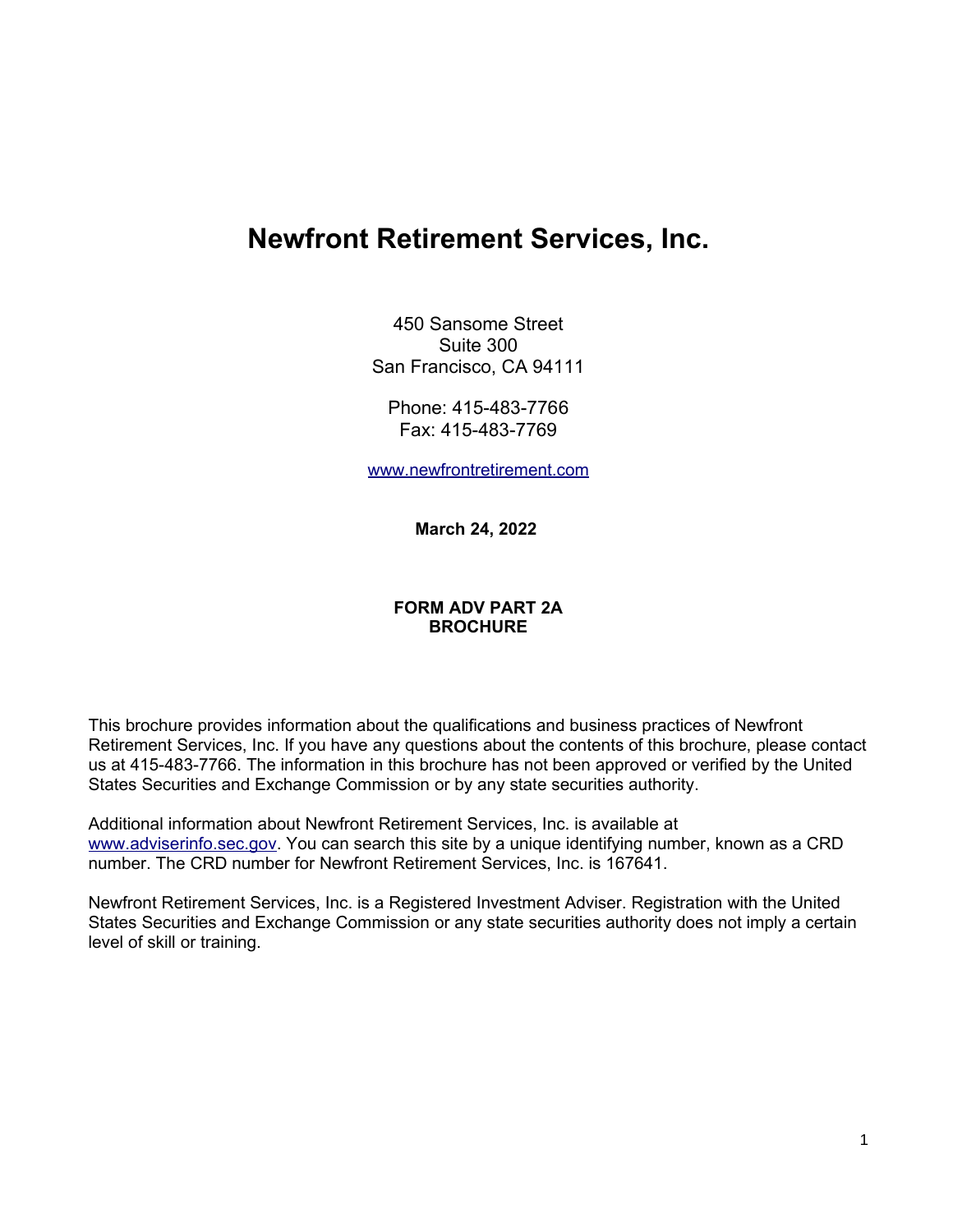# Newfront Retirement Services, Inc.

450 Sansome Street
Suite 300
San Francisco, CA 94111

Phone: 415-483-7766
Fax: 415-483-7769

www.newfrontretirement.com

**March 24, 2022**

**FORM ADV PART 2A**
**BROCHURE**

This brochure provides information about the qualifications and business practices of Newfront Retirement Services, Inc. If you have any questions about the contents of this brochure, please contact us at 415-483-7766. The information in this brochure has not been approved or verified by the United States Securities and Exchange Commission or by any state securities authority.

Additional information about Newfront Retirement Services, Inc. is available at www.adviserinfo.sec.gov. You can search this site by a unique identifying number, known as a CRD number. The CRD number for Newfront Retirement Services, Inc. is 167641.

Newfront Retirement Services, Inc. is a Registered Investment Adviser. Registration with the United States Securities and Exchange Commission or any state securities authority does not imply a certain level of skill or training.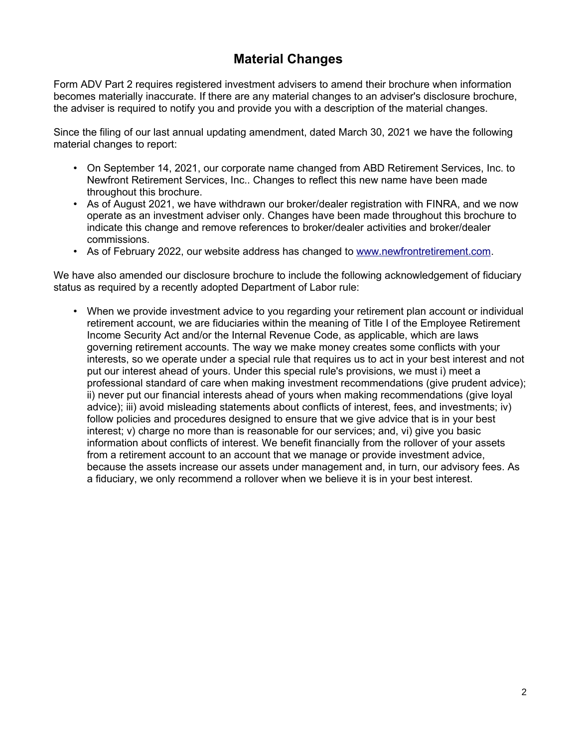# Material Changes

Form ADV Part 2 requires registered investment advisers to amend their brochure when information becomes materially inaccurate. If there are any material changes to an adviser's disclosure brochure, the adviser is required to notify you and provide you with a description of the material changes.

Since the filing of our last annual updating amendment, dated March 30, 2021 we have the following material changes to report:

- On September 14, 2021, our corporate name changed from ABD Retirement Services, Inc. to Newfront Retirement Services, Inc.. Changes to reflect this new name have been made throughout this brochure.
- As of August 2021, we have withdrawn our broker/dealer registration with FINRA, and we now operate as an investment adviser only. Changes have been made throughout this brochure to indicate this change and remove references to broker/dealer activities and broker/dealer commissions.
- As of February 2022, our website address has changed to www.newfrontretirement.com.

We have also amended our disclosure brochure to include the following acknowledgement of fiduciary status as required by a recently adopted Department of Labor rule:

- When we provide investment advice to you regarding your retirement plan account or individual retirement account, we are fiduciaries within the meaning of Title I of the Employee Retirement Income Security Act and/or the Internal Revenue Code, as applicable, which are laws governing retirement accounts. The way we make money creates some conflicts with your interests, so we operate under a special rule that requires us to act in your best interest and not put our interest ahead of yours. Under this special rule's provisions, we must i) meet a professional standard of care when making investment recommendations (give prudent advice); ii) never put our financial interests ahead of yours when making recommendations (give loyal advice); iii) avoid misleading statements about conflicts of interest, fees, and investments; iv) follow policies and procedures designed to ensure that we give advice that is in your best interest; v) charge no more than is reasonable for our services; and, vi) give you basic information about conflicts of interest. We benefit financially from the rollover of your assets from a retirement account to an account that we manage or provide investment advice, because the assets increase our assets under management and, in turn, our advisory fees. As a fiduciary, we only recommend a rollover when we believe it is in your best interest.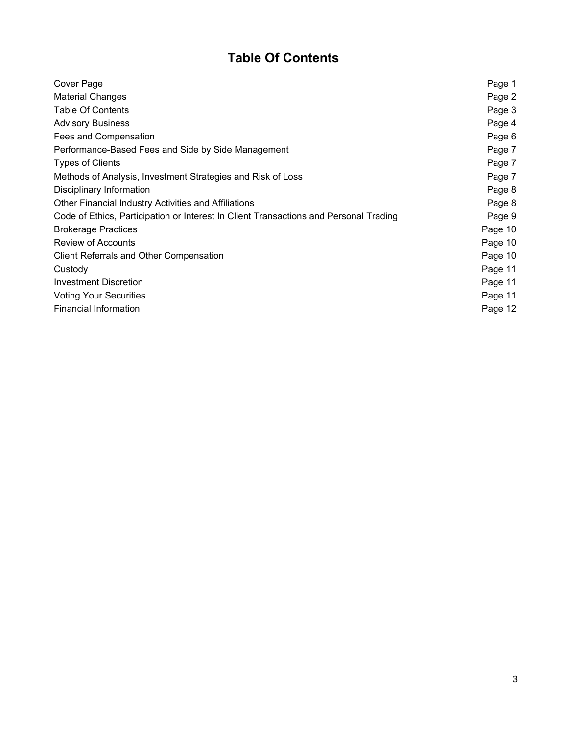# Table Of Contents

| | |
|---|---|
| Cover Page | Page 1 |
| Material Changes | Page 2 |
| Table Of Contents | Page 3 |
| Advisory Business | Page 4 |
| Fees and Compensation | Page 6 |
| Performance-Based Fees and Side by Side Management | Page 7 |
| Types of Clients | Page 7 |
| Methods of Analysis, Investment Strategies and Risk of Loss | Page 7 |
| Disciplinary Information | Page 8 |
| Other Financial Industry Activities and Affiliations | Page 8 |
| Code of Ethics, Participation or Interest In Client Transactions and Personal Trading | Page 9 |
| Brokerage Practices | Page 10 |
| Review of Accounts | Page 10 |
| Client Referrals and Other Compensation | Page 10 |
| Custody | Page 11 |
| Investment Discretion | Page 11 |
| Voting Your Securities | Page 11 |
| Financial Information | Page 12 |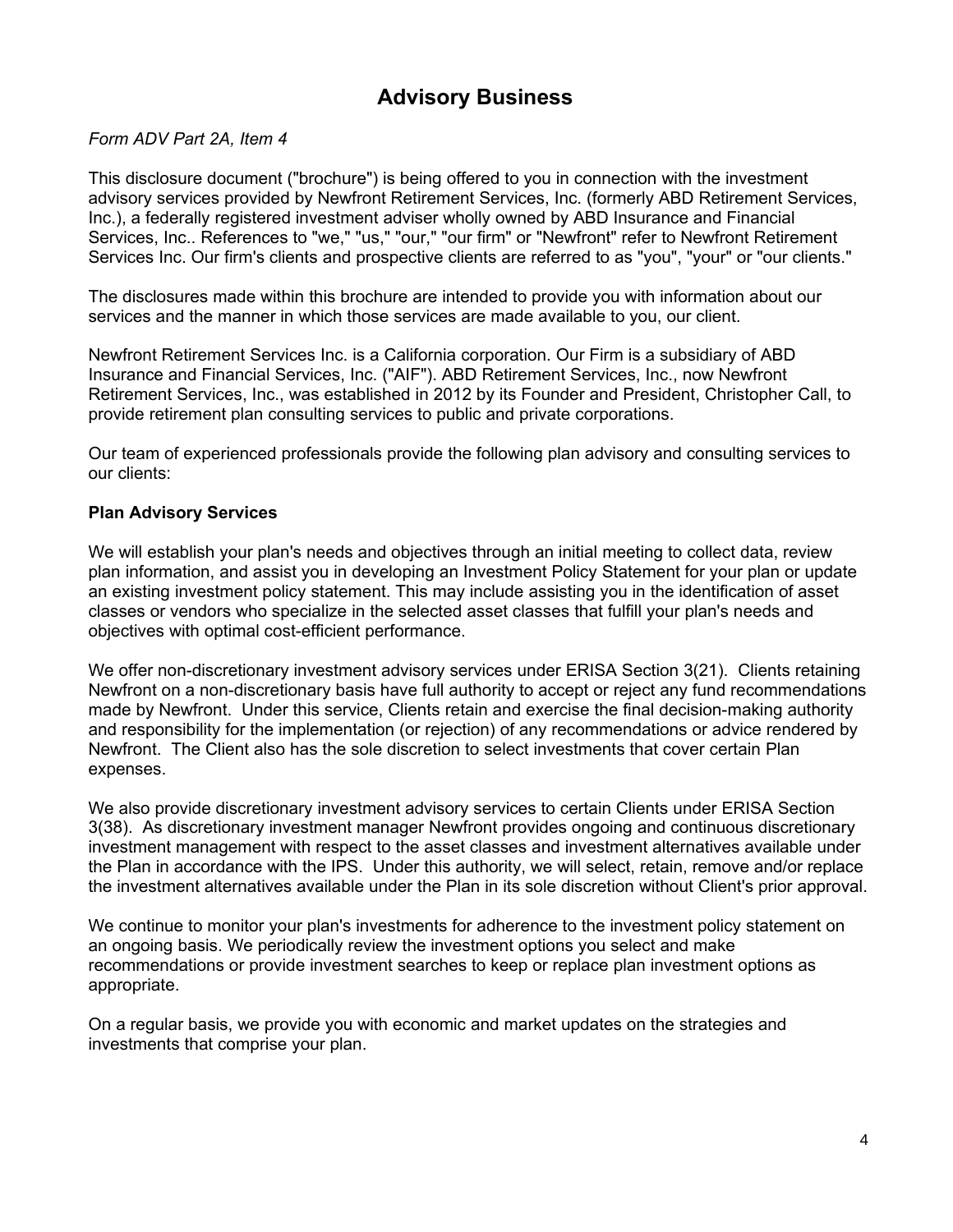# Advisory Business

*Form ADV Part 2A, Item 4*

This disclosure document ("brochure") is being offered to you in connection with the investment advisory services provided by Newfront Retirement Services, Inc. (formerly ABD Retirement Services, Inc.), a federally registered investment adviser wholly owned by ABD Insurance and Financial Services, Inc.. References to "we," "us," "our," "our firm" or "Newfront" refer to Newfront Retirement Services Inc. Our firm's clients and prospective clients are referred to as "you", "your" or "our clients."

The disclosures made within this brochure are intended to provide you with information about our services and the manner in which those services are made available to you, our client.

Newfront Retirement Services Inc. is a California corporation. Our Firm is a subsidiary of ABD Insurance and Financial Services, Inc. ("AIF"). ABD Retirement Services, Inc., now Newfront Retirement Services, Inc., was established in 2012 by its Founder and President, Christopher Call, to provide retirement plan consulting services to public and private corporations.

Our team of experienced professionals provide the following plan advisory and consulting services to our clients:

**Plan Advisory Services**

We will establish your plan's needs and objectives through an initial meeting to collect data, review plan information, and assist you in developing an Investment Policy Statement for your plan or update an existing investment policy statement. This may include assisting you in the identification of asset classes or vendors who specialize in the selected asset classes that fulfill your plan's needs and objectives with optimal cost-efficient performance.

We offer non-discretionary investment advisory services under ERISA Section 3(21). Clients retaining Newfront on a non-discretionary basis have full authority to accept or reject any fund recommendations made by Newfront. Under this service, Clients retain and exercise the final decision-making authority and responsibility for the implementation (or rejection) of any recommendations or advice rendered by Newfront. The Client also has the sole discretion to select investments that cover certain Plan expenses.

We also provide discretionary investment advisory services to certain Clients under ERISA Section 3(38). As discretionary investment manager Newfront provides ongoing and continuous discretionary investment management with respect to the asset classes and investment alternatives available under the Plan in accordance with the IPS. Under this authority, we will select, retain, remove and/or replace the investment alternatives available under the Plan in its sole discretion without Client's prior approval.

We continue to monitor your plan's investments for adherence to the investment policy statement on an ongoing basis. We periodically review the investment options you select and make recommendations or provide investment searches to keep or replace plan investment options as appropriate.

On a regular basis, we provide you with economic and market updates on the strategies and investments that comprise your plan.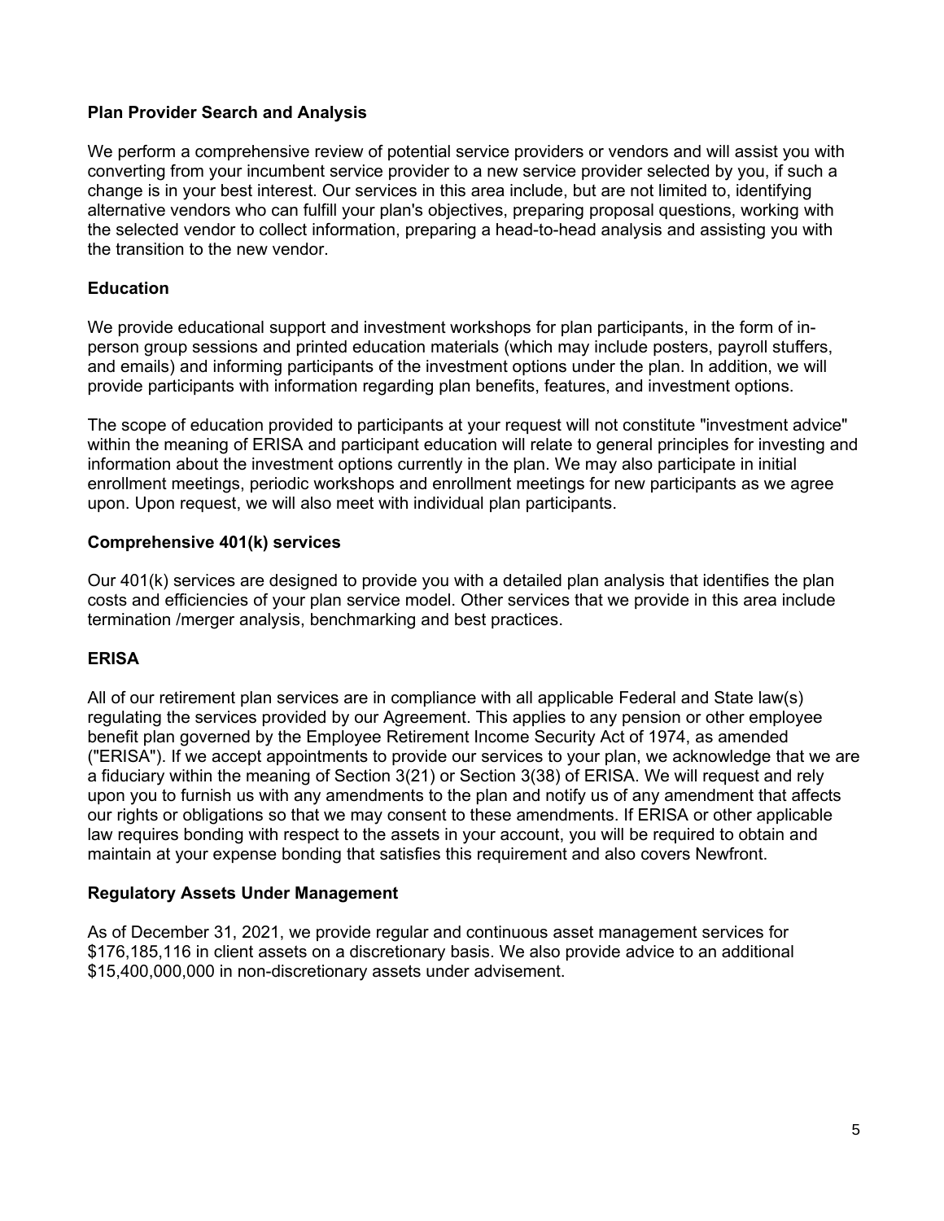## Plan Provider Search and Analysis

We perform a comprehensive review of potential service providers or vendors and will assist you with converting from your incumbent service provider to a new service provider selected by you, if such a change is in your best interest. Our services in this area include, but are not limited to, identifying alternative vendors who can fulfill your plan's objectives, preparing proposal questions, working with the selected vendor to collect information, preparing a head-to-head analysis and assisting you with the transition to the new vendor.

## Education

We provide educational support and investment workshops for plan participants, in the form of in-person group sessions and printed education materials (which may include posters, payroll stuffers, and emails) and informing participants of the investment options under the plan. In addition, we will provide participants with information regarding plan benefits, features, and investment options.

The scope of education provided to participants at your request will not constitute "investment advice" within the meaning of ERISA and participant education will relate to general principles for investing and information about the investment options currently in the plan. We may also participate in initial enrollment meetings, periodic workshops and enrollment meetings for new participants as we agree upon. Upon request, we will also meet with individual plan participants.

## Comprehensive 401(k) services

Our 401(k) services are designed to provide you with a detailed plan analysis that identifies the plan costs and efficiencies of your plan service model. Other services that we provide in this area include termination /merger analysis, benchmarking and best practices.

## ERISA

All of our retirement plan services are in compliance with all applicable Federal and State law(s) regulating the services provided by our Agreement. This applies to any pension or other employee benefit plan governed by the Employee Retirement Income Security Act of 1974, as amended ("ERISA"). If we accept appointments to provide our services to your plan, we acknowledge that we are a fiduciary within the meaning of Section 3(21) or Section 3(38) of ERISA. We will request and rely upon you to furnish us with any amendments to the plan and notify us of any amendment that affects our rights or obligations so that we may consent to these amendments. If ERISA or other applicable law requires bonding with respect to the assets in your account, you will be required to obtain and maintain at your expense bonding that satisfies this requirement and also covers Newfront.

## Regulatory Assets Under Management

As of December 31, 2021, we provide regular and continuous asset management services for $176,185,116 in client assets on a discretionary basis. We also provide advice to an additional $15,400,000,000 in non-discretionary assets under advisement.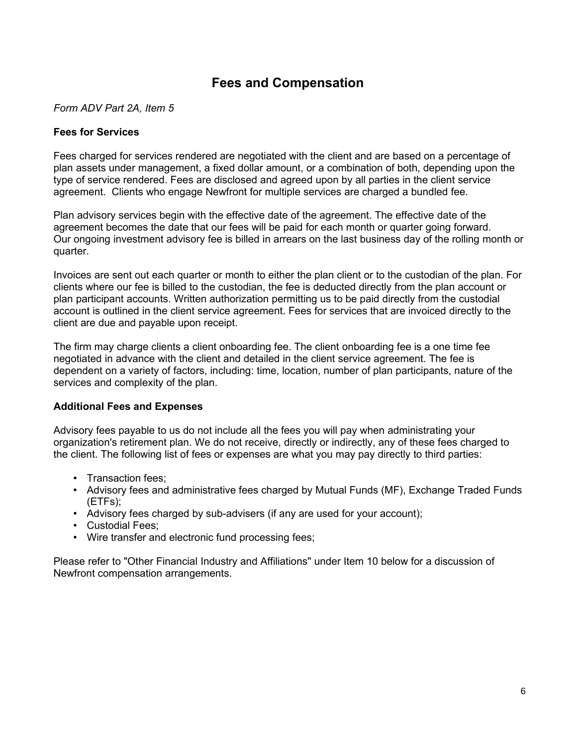# Fees and Compensation

*Form ADV Part 2A, Item 5*

**Fees for Services**

Fees charged for services rendered are negotiated with the client and are based on a percentage of plan assets under management, a fixed dollar amount, or a combination of both, depending upon the type of service rendered. Fees are disclosed and agreed upon by all parties in the client service agreement. Clients who engage Newfront for multiple services are charged a bundled fee.

Plan advisory services begin with the effective date of the agreement. The effective date of the agreement becomes the date that our fees will be paid for each month or quarter going forward. Our ongoing investment advisory fee is billed in arrears on the last business day of the rolling month or quarter.

Invoices are sent out each quarter or month to either the plan client or to the custodian of the plan. For clients where our fee is billed to the custodian, the fee is deducted directly from the plan account or plan participant accounts. Written authorization permitting us to be paid directly from the custodial account is outlined in the client service agreement. Fees for services that are invoiced directly to the client are due and payable upon receipt.

The firm may charge clients a client onboarding fee. The client onboarding fee is a one time fee negotiated in advance with the client and detailed in the client service agreement. The fee is dependent on a variety of factors, including: time, location, number of plan participants, nature of the services and complexity of the plan.

**Additional Fees and Expenses**

Advisory fees payable to us do not include all the fees you will pay when administrating your organization's retirement plan. We do not receive, directly or indirectly, any of these fees charged to the client. The following list of fees or expenses are what you may pay directly to third parties:

- Transaction fees;
- Advisory fees and administrative fees charged by Mutual Funds (MF), Exchange Traded Funds (ETFs);
- Advisory fees charged by sub-advisers (if any are used for your account);
- Custodial Fees;
- Wire transfer and electronic fund processing fees;

Please refer to "Other Financial Industry and Affiliations" under Item 10 below for a discussion of Newfront compensation arrangements.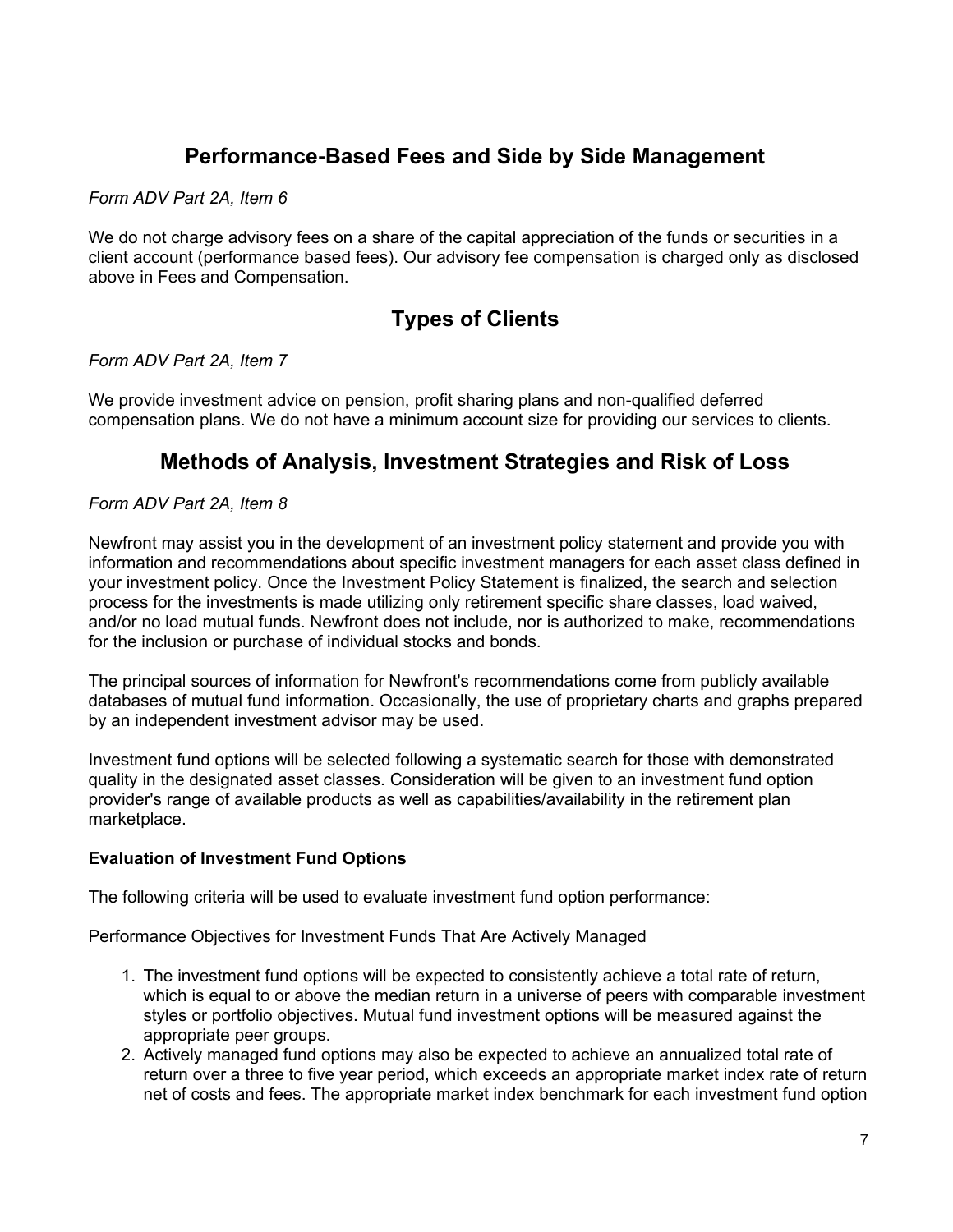## Performance-Based Fees and Side by Side Management

*Form ADV Part 2A, Item 6*

We do not charge advisory fees on a share of the capital appreciation of the funds or securities in a client account (performance based fees). Our advisory fee compensation is charged only as disclosed above in Fees and Compensation.

## Types of Clients

*Form ADV Part 2A, Item 7*

We provide investment advice on pension, profit sharing plans and non-qualified deferred compensation plans. We do not have a minimum account size for providing our services to clients.

## Methods of Analysis, Investment Strategies and Risk of Loss

*Form ADV Part 2A, Item 8*

Newfront may assist you in the development of an investment policy statement and provide you with information and recommendations about specific investment managers for each asset class defined in your investment policy. Once the Investment Policy Statement is finalized, the search and selection process for the investments is made utilizing only retirement specific share classes, load waived, and/or no load mutual funds. Newfront does not include, nor is authorized to make, recommendations for the inclusion or purchase of individual stocks and bonds.

The principal sources of information for Newfront's recommendations come from publicly available databases of mutual fund information. Occasionally, the use of proprietary charts and graphs prepared by an independent investment advisor may be used.

Investment fund options will be selected following a systematic search for those with demonstrated quality in the designated asset classes. Consideration will be given to an investment fund option provider's range of available products as well as capabilities/availability in the retirement plan marketplace.

**Evaluation of Investment Fund Options**

The following criteria will be used to evaluate investment fund option performance:

Performance Objectives for Investment Funds That Are Actively Managed

1. The investment fund options will be expected to consistently achieve a total rate of return, which is equal to or above the median return in a universe of peers with comparable investment styles or portfolio objectives. Mutual fund investment options will be measured against the appropriate peer groups.
2. Actively managed fund options may also be expected to achieve an annualized total rate of return over a three to five year period, which exceeds an appropriate market index rate of return net of costs and fees. The appropriate market index benchmark for each investment fund option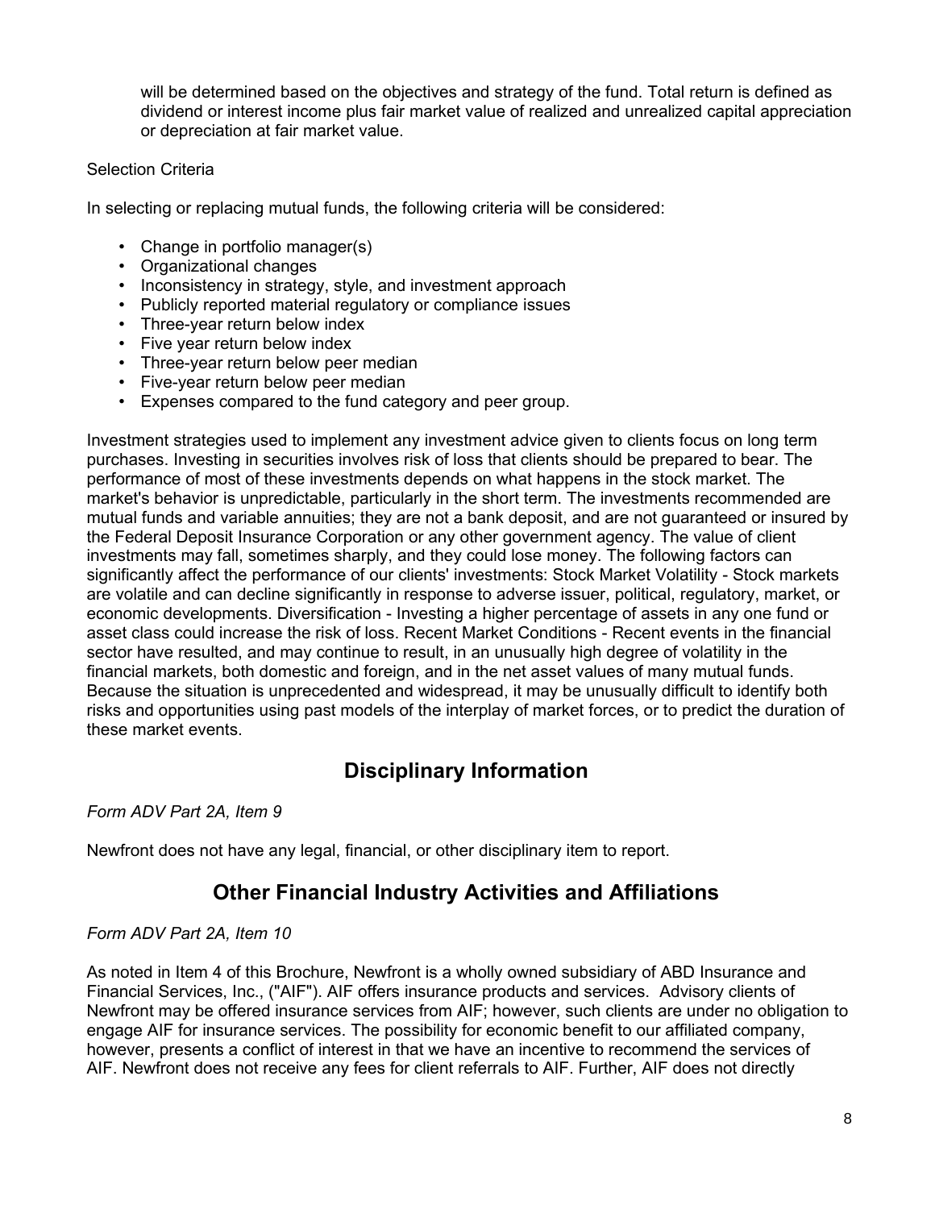will be determined based on the objectives and strategy of the fund. Total return is defined as dividend or interest income plus fair market value of realized and unrealized capital appreciation or depreciation at fair market value.

Selection Criteria

In selecting or replacing mutual funds, the following criteria will be considered:

- Change in portfolio manager(s)
- Organizational changes
- Inconsistency in strategy, style, and investment approach
- Publicly reported material regulatory or compliance issues
- Three-year return below index
- Five year return below index
- Three-year return below peer median
- Five-year return below peer median
- Expenses compared to the fund category and peer group.

Investment strategies used to implement any investment advice given to clients focus on long term purchases. Investing in securities involves risk of loss that clients should be prepared to bear. The performance of most of these investments depends on what happens in the stock market. The market's behavior is unpredictable, particularly in the short term. The investments recommended are mutual funds and variable annuities; they are not a bank deposit, and are not guaranteed or insured by the Federal Deposit Insurance Corporation or any other government agency. The value of client investments may fall, sometimes sharply, and they could lose money. The following factors can significantly affect the performance of our clients' investments: Stock Market Volatility - Stock markets are volatile and can decline significantly in response to adverse issuer, political, regulatory, market, or economic developments. Diversification - Investing a higher percentage of assets in any one fund or asset class could increase the risk of loss. Recent Market Conditions - Recent events in the financial sector have resulted, and may continue to result, in an unusually high degree of volatility in the financial markets, both domestic and foreign, and in the net asset values of many mutual funds. Because the situation is unprecedented and widespread, it may be unusually difficult to identify both risks and opportunities using past models of the interplay of market forces, or to predict the duration of these market events.

## Disciplinary Information

*Form ADV Part 2A, Item 9*

Newfront does not have any legal, financial, or other disciplinary item to report.

## Other Financial Industry Activities and Affiliations

*Form ADV Part 2A, Item 10*

As noted in Item 4 of this Brochure, Newfront is a wholly owned subsidiary of ABD Insurance and Financial Services, Inc., ("AIF"). AIF offers insurance products and services. Advisory clients of Newfront may be offered insurance services from AIF; however, such clients are under no obligation to engage AIF for insurance services. The possibility for economic benefit to our affiliated company, however, presents a conflict of interest in that we have an incentive to recommend the services of AIF. Newfront does not receive any fees for client referrals to AIF. Further, AIF does not directly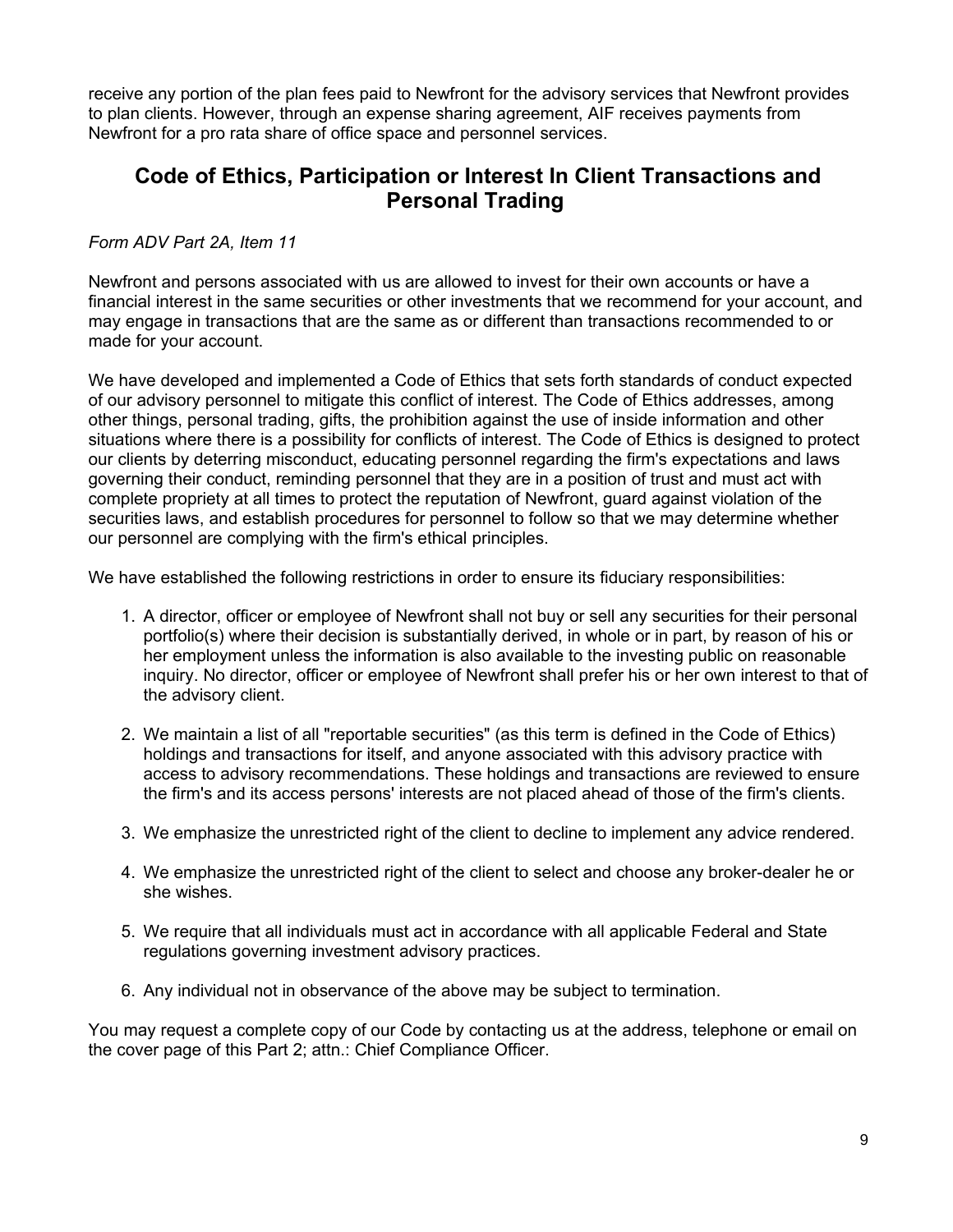receive any portion of the plan fees paid to Newfront for the advisory services that Newfront provides to plan clients. However, through an expense sharing agreement, AIF receives payments from Newfront for a pro rata share of office space and personnel services.

## Code of Ethics, Participation or Interest In Client Transactions and Personal Trading

*Form ADV Part 2A, Item 11*

Newfront and persons associated with us are allowed to invest for their own accounts or have a financial interest in the same securities or other investments that we recommend for your account, and may engage in transactions that are the same as or different than transactions recommended to or made for your account.

We have developed and implemented a Code of Ethics that sets forth standards of conduct expected of our advisory personnel to mitigate this conflict of interest. The Code of Ethics addresses, among other things, personal trading, gifts, the prohibition against the use of inside information and other situations where there is a possibility for conflicts of interest. The Code of Ethics is designed to protect our clients by deterring misconduct, educating personnel regarding the firm's expectations and laws governing their conduct, reminding personnel that they are in a position of trust and must act with complete propriety at all times to protect the reputation of Newfront, guard against violation of the securities laws, and establish procedures for personnel to follow so that we may determine whether our personnel are complying with the firm's ethical principles.

We have established the following restrictions in order to ensure its fiduciary responsibilities:

1. A director, officer or employee of Newfront shall not buy or sell any securities for their personal portfolio(s) where their decision is substantially derived, in whole or in part, by reason of his or her employment unless the information is also available to the investing public on reasonable inquiry. No director, officer or employee of Newfront shall prefer his or her own interest to that of the advisory client.

2. We maintain a list of all "reportable securities" (as this term is defined in the Code of Ethics) holdings and transactions for itself, and anyone associated with this advisory practice with access to advisory recommendations. These holdings and transactions are reviewed to ensure the firm's and its access persons' interests are not placed ahead of those of the firm's clients.

3. We emphasize the unrestricted right of the client to decline to implement any advice rendered.

4. We emphasize the unrestricted right of the client to select and choose any broker-dealer he or she wishes.

5. We require that all individuals must act in accordance with all applicable Federal and State regulations governing investment advisory practices.

6. Any individual not in observance of the above may be subject to termination.

You may request a complete copy of our Code by contacting us at the address, telephone or email on the cover page of this Part 2; attn.: Chief Compliance Officer.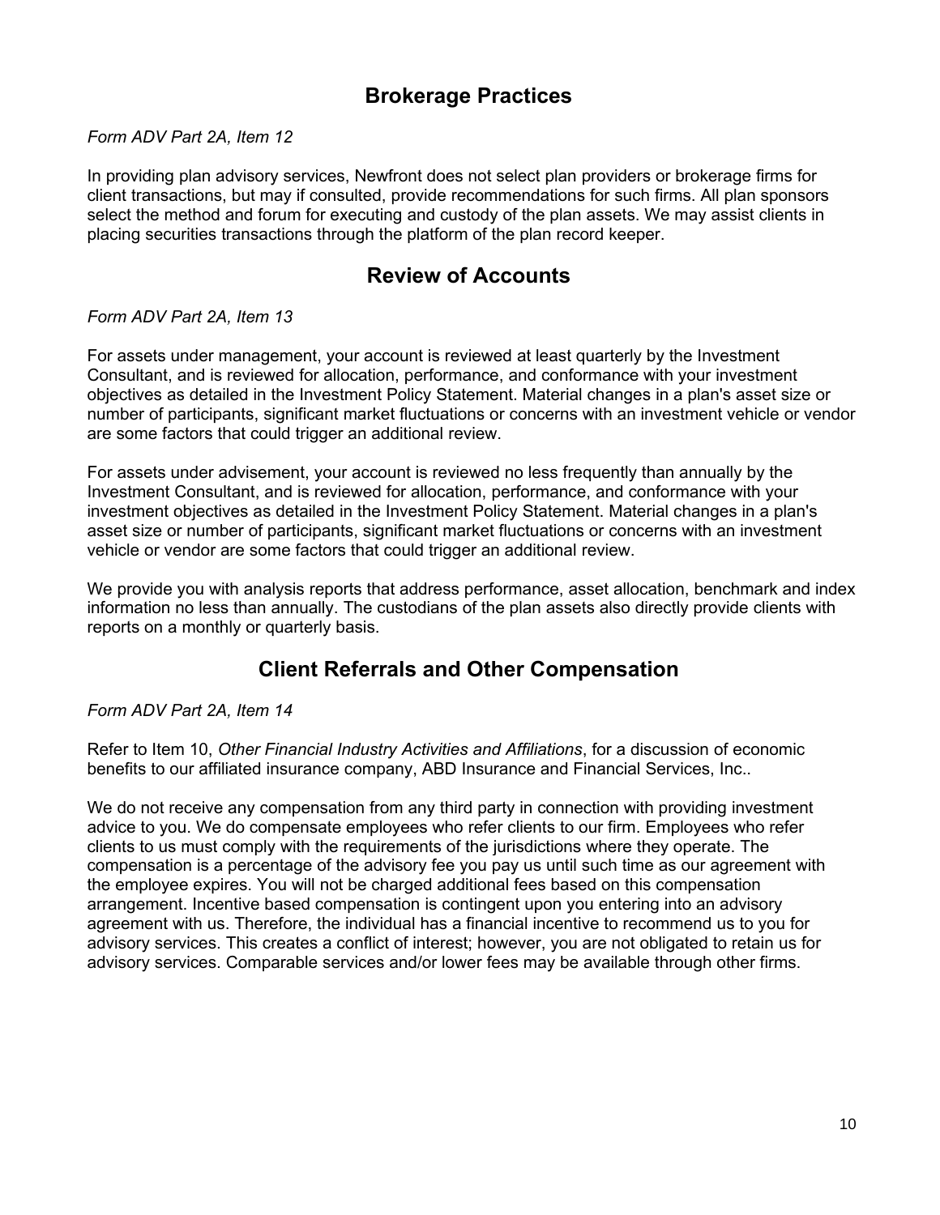## Brokerage Practices

*Form ADV Part 2A, Item 12*

In providing plan advisory services, Newfront does not select plan providers or brokerage firms for client transactions, but may if consulted, provide recommendations for such firms. All plan sponsors select the method and forum for executing and custody of the plan assets. We may assist clients in placing securities transactions through the platform of the plan record keeper.

## Review of Accounts

*Form ADV Part 2A, Item 13*

For assets under management, your account is reviewed at least quarterly by the Investment Consultant, and is reviewed for allocation, performance, and conformance with your investment objectives as detailed in the Investment Policy Statement. Material changes in a plan's asset size or number of participants, significant market fluctuations or concerns with an investment vehicle or vendor are some factors that could trigger an additional review.

For assets under advisement, your account is reviewed no less frequently than annually by the Investment Consultant, and is reviewed for allocation, performance, and conformance with your investment objectives as detailed in the Investment Policy Statement. Material changes in a plan's asset size or number of participants, significant market fluctuations or concerns with an investment vehicle or vendor are some factors that could trigger an additional review.

We provide you with analysis reports that address performance, asset allocation, benchmark and index information no less than annually. The custodians of the plan assets also directly provide clients with reports on a monthly or quarterly basis.

## Client Referrals and Other Compensation

*Form ADV Part 2A, Item 14*

Refer to Item 10, *Other Financial Industry Activities and Affiliations*, for a discussion of economic benefits to our affiliated insurance company, ABD Insurance and Financial Services, Inc..

We do not receive any compensation from any third party in connection with providing investment advice to you. We do compensate employees who refer clients to our firm. Employees who refer clients to us must comply with the requirements of the jurisdictions where they operate. The compensation is a percentage of the advisory fee you pay us until such time as our agreement with the employee expires. You will not be charged additional fees based on this compensation arrangement. Incentive based compensation is contingent upon you entering into an advisory agreement with us. Therefore, the individual has a financial incentive to recommend us to you for advisory services. This creates a conflict of interest; however, you are not obligated to retain us for advisory services. Comparable services and/or lower fees may be available through other firms.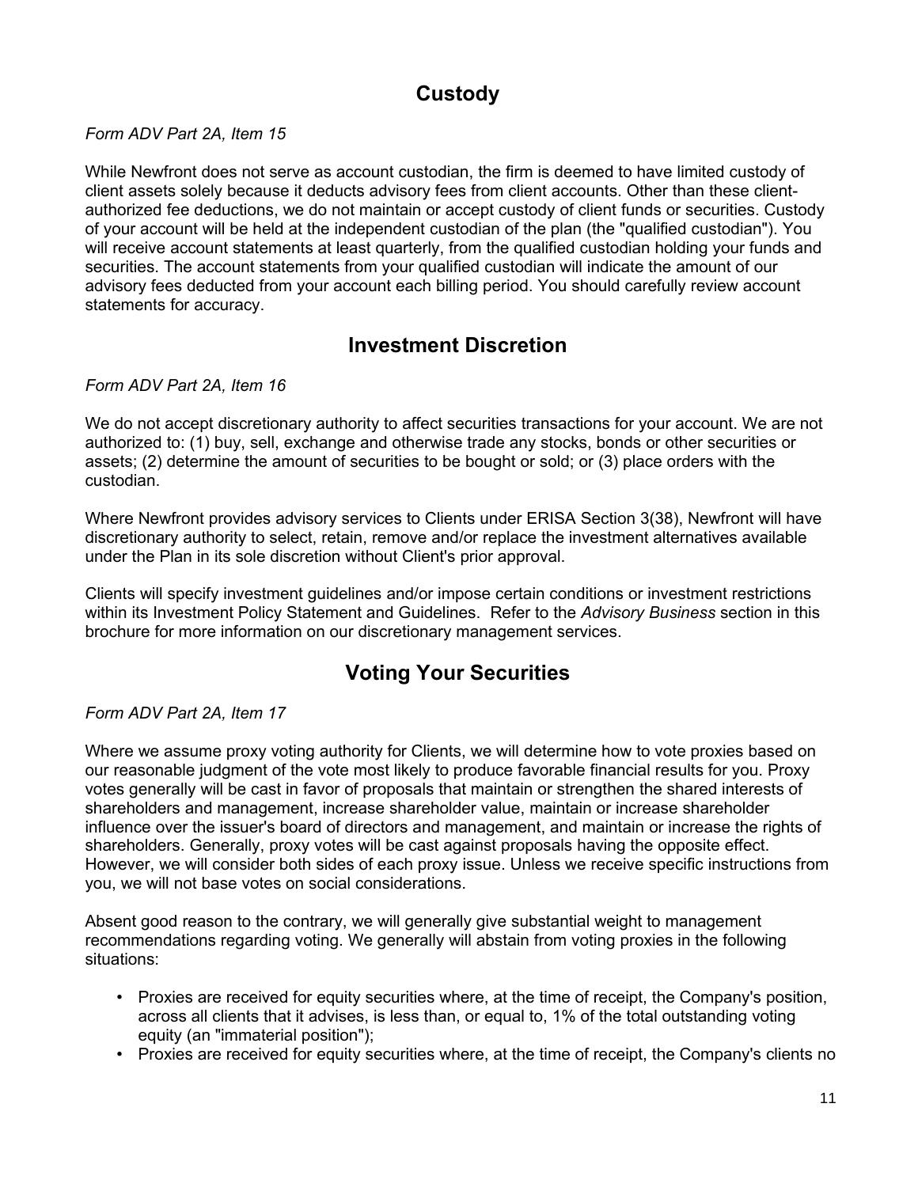## Custody

*Form ADV Part 2A, Item 15*

While Newfront does not serve as account custodian, the firm is deemed to have limited custody of client assets solely because it deducts advisory fees from client accounts. Other than these client-authorized fee deductions, we do not maintain or accept custody of client funds or securities. Custody of your account will be held at the independent custodian of the plan (the "qualified custodian"). You will receive account statements at least quarterly, from the qualified custodian holding your funds and securities. The account statements from your qualified custodian will indicate the amount of our advisory fees deducted from your account each billing period. You should carefully review account statements for accuracy.

## Investment Discretion

*Form ADV Part 2A, Item 16*

We do not accept discretionary authority to affect securities transactions for your account. We are not authorized to: (1) buy, sell, exchange and otherwise trade any stocks, bonds or other securities or assets; (2) determine the amount of securities to be bought or sold; or (3) place orders with the custodian.

Where Newfront provides advisory services to Clients under ERISA Section 3(38), Newfront will have discretionary authority to select, retain, remove and/or replace the investment alternatives available under the Plan in its sole discretion without Client's prior approval.

Clients will specify investment guidelines and/or impose certain conditions or investment restrictions within its Investment Policy Statement and Guidelines. Refer to the *Advisory Business* section in this brochure for more information on our discretionary management services.

## Voting Your Securities

*Form ADV Part 2A, Item 17*

Where we assume proxy voting authority for Clients, we will determine how to vote proxies based on our reasonable judgment of the vote most likely to produce favorable financial results for you. Proxy votes generally will be cast in favor of proposals that maintain or strengthen the shared interests of shareholders and management, increase shareholder value, maintain or increase shareholder influence over the issuer's board of directors and management, and maintain or increase the rights of shareholders. Generally, proxy votes will be cast against proposals having the opposite effect. However, we will consider both sides of each proxy issue. Unless we receive specific instructions from you, we will not base votes on social considerations.

Absent good reason to the contrary, we will generally give substantial weight to management recommendations regarding voting. We generally will abstain from voting proxies in the following situations:

- Proxies are received for equity securities where, at the time of receipt, the Company's position, across all clients that it advises, is less than, or equal to, 1% of the total outstanding voting equity (an "immaterial position");
- Proxies are received for equity securities where, at the time of receipt, the Company's clients no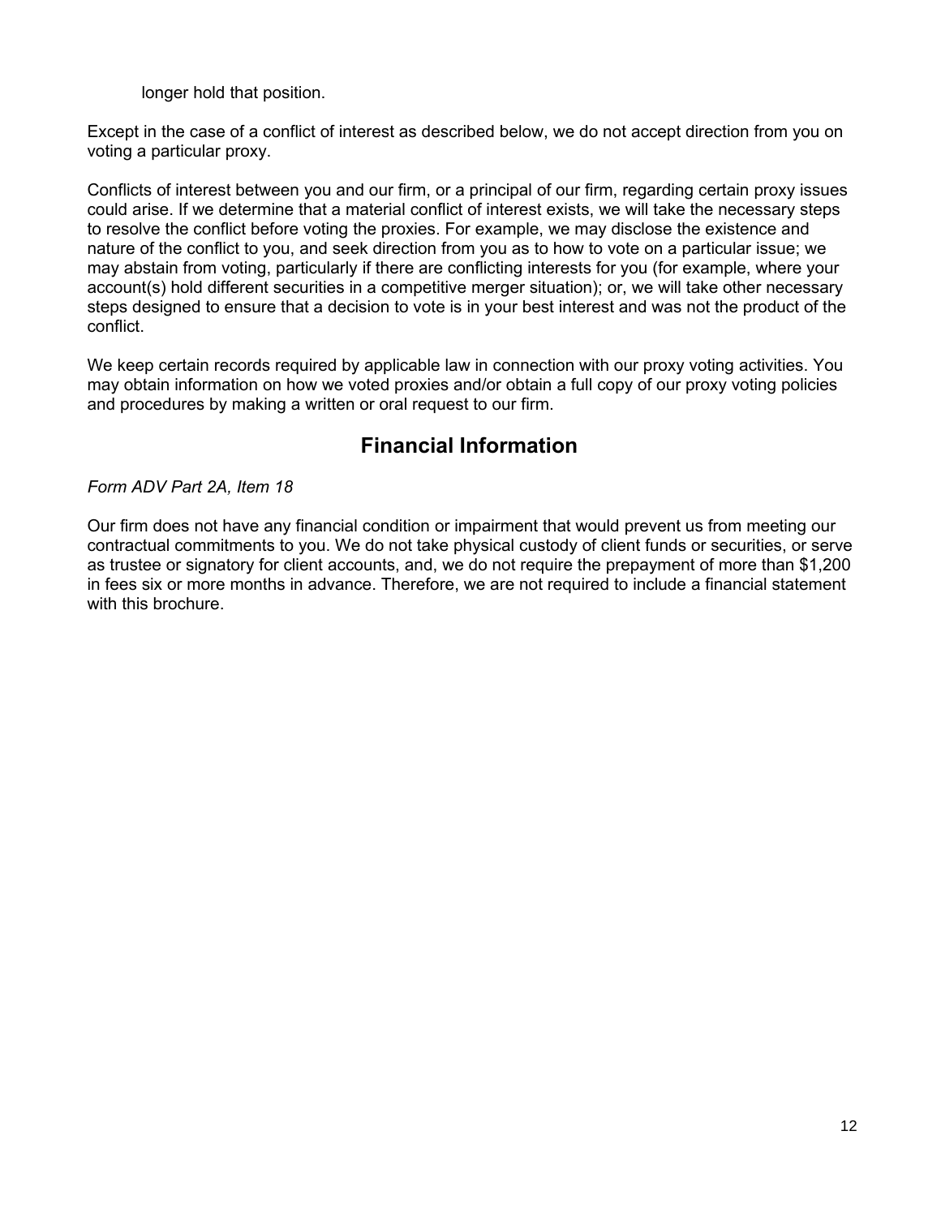longer hold that position.

Except in the case of a conflict of interest as described below, we do not accept direction from you on voting a particular proxy.

Conflicts of interest between you and our firm, or a principal of our firm, regarding certain proxy issues could arise. If we determine that a material conflict of interest exists, we will take the necessary steps to resolve the conflict before voting the proxies. For example, we may disclose the existence and nature of the conflict to you, and seek direction from you as to how to vote on a particular issue; we may abstain from voting, particularly if there are conflicting interests for you (for example, where your account(s) hold different securities in a competitive merger situation); or, we will take other necessary steps designed to ensure that a decision to vote is in your best interest and was not the product of the conflict.

We keep certain records required by applicable law in connection with our proxy voting activities. You may obtain information on how we voted proxies and/or obtain a full copy of our proxy voting policies and procedures by making a written or oral request to our firm.

## Financial Information

*Form ADV Part 2A, Item 18*

Our firm does not have any financial condition or impairment that would prevent us from meeting our contractual commitments to you. We do not take physical custody of client funds or securities, or serve as trustee or signatory for client accounts, and, we do not require the prepayment of more than $1,200 in fees six or more months in advance. Therefore, we are not required to include a financial statement with this brochure.